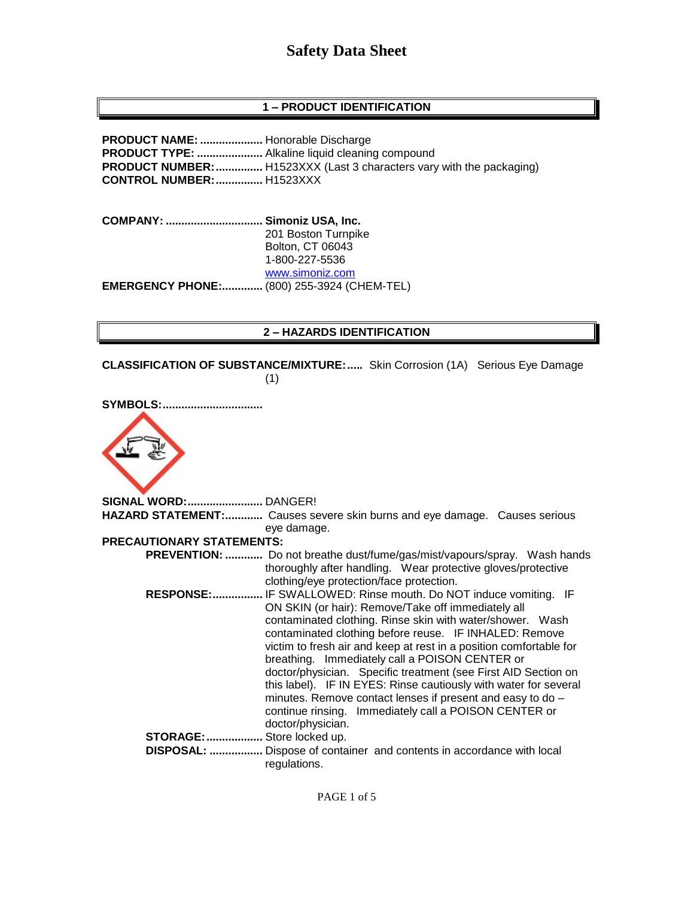# Safety Data Sheet

## 1 – PRODUCT IDENTIFICATION

**PRODUCT NAME:** .................... Honorable Discharge
**PRODUCT TYPE:** ..................... Alkaline liquid cleaning compound
**PRODUCT NUMBER:** ............... H1523XXX (Last 3 characters vary with the packaging)
**CONTROL NUMBER:** ............... H1523XXX

**COMPANY:** ............................... **Simoniz USA, Inc.**
201 Boston Turnpike
Bolton, CT 06043
1-800-227-5536
www.simoniz.com
**EMERGENCY PHONE:** ............. (800) 255-3924 (CHEM-TEL)

## 2 – HAZARDS IDENTIFICATION

**CLASSIFICATION OF SUBSTANCE/MIXTURE:** ..... Skin Corrosion (1A) Serious Eye Damage (1)

**SYMBOLS:** ................................

**SIGNAL WORD:** ........................ DANGER!
**HAZARD STATEMENT:** ............ Causes severe skin burns and eye damage. Causes serious eye damage.
**PRECAUTIONARY STATEMENTS:**

- **PREVENTION:** ............ Do not breathe dust/fume/gas/mist/vapours/spray. Wash hands thoroughly after handling. Wear protective gloves/protective clothing/eye protection/face protection.
- **RESPONSE:** ................ IF SWALLOWED: Rinse mouth. Do NOT induce vomiting. IF ON SKIN (or hair): Remove/Take off immediately all contaminated clothing. Rinse skin with water/shower. Wash contaminated clothing before reuse. IF INHALED: Remove victim to fresh air and keep at rest in a position comfortable for breathing. Immediately call a POISON CENTER or doctor/physician. Specific treatment (see First AID Section on this label). IF IN EYES: Rinse cautiously with water for several minutes. Remove contact lenses if present and easy to do – continue rinsing. Immediately call a POISON CENTER or doctor/physician.
- **STORAGE:** .................. Store locked up.
- **DISPOSAL:** ................. Dispose of container and contents in accordance with local regulations.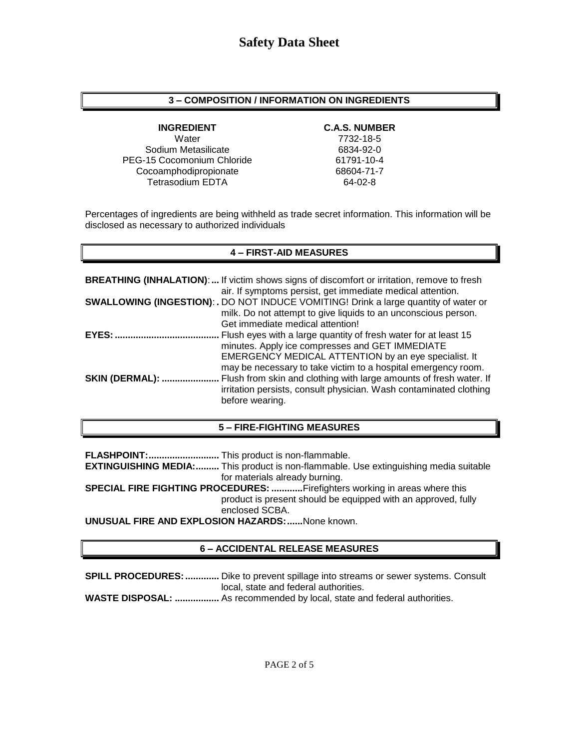## 3 – COMPOSITION / INFORMATION ON INGREDIENTS

| INGREDIENT | C.A.S. NUMBER |
| --- | --- |
| Water | 7732-18-5 |
| Sodium Metasilicate | 6834-92-0 |
| PEG-15 Cocomonium Chloride | 61791-10-4 |
| Cocoamphodipropionate | 68604-71-7 |
| Tetrasodium EDTA | 64-02-8 |

Percentages of ingredients are being withheld as trade secret information. This information will be disclosed as necessary to authorized individuals

## 4 – FIRST-AID MEASURES

**BREATHING (INHALATION)**:... If victim shows signs of discomfort or irritation, remove to fresh air. If symptoms persist, get immediate medical attention.

**SWALLOWING (INGESTION)**:. DO NOT INDUCE VOMITING! Drink a large quantity of water or milk. Do not attempt to give liquids to an unconscious person. Get immediate medical attention!

**EYES:**........................................ Flush eyes with a large quantity of fresh water for at least 15 minutes. Apply ice compresses and GET IMMEDIATE EMERGENCY MEDICAL ATTENTION by an eye specialist. It may be necessary to take victim to a hospital emergency room.

**SKIN (DERMAL):** ...................... Flush from skin and clothing with large amounts of fresh water. If irritation persists, consult physician. Wash contaminated clothing before wearing.

## 5 – FIRE-FIGHTING MEASURES

**FLASHPOINT:**........................... This product is non-flammable.

**EXTINGUISHING MEDIA:**......... This product is non-flammable. Use extinguishing media suitable for materials already burning.

**SPECIAL FIRE FIGHTING PROCEDURES:** ............Firefighters working in areas where this product is present should be equipped with an approved, fully enclosed SCBA.

**UNUSUAL FIRE AND EXPLOSION HAZARDS:**......None known.

## 6 – ACCIDENTAL RELEASE MEASURES

**SPILL PROCEDURES:**............. Dike to prevent spillage into streams or sewer systems. Consult local, state and federal authorities.

**WASTE DISPOSAL:** ................. As recommended by local, state and federal authorities.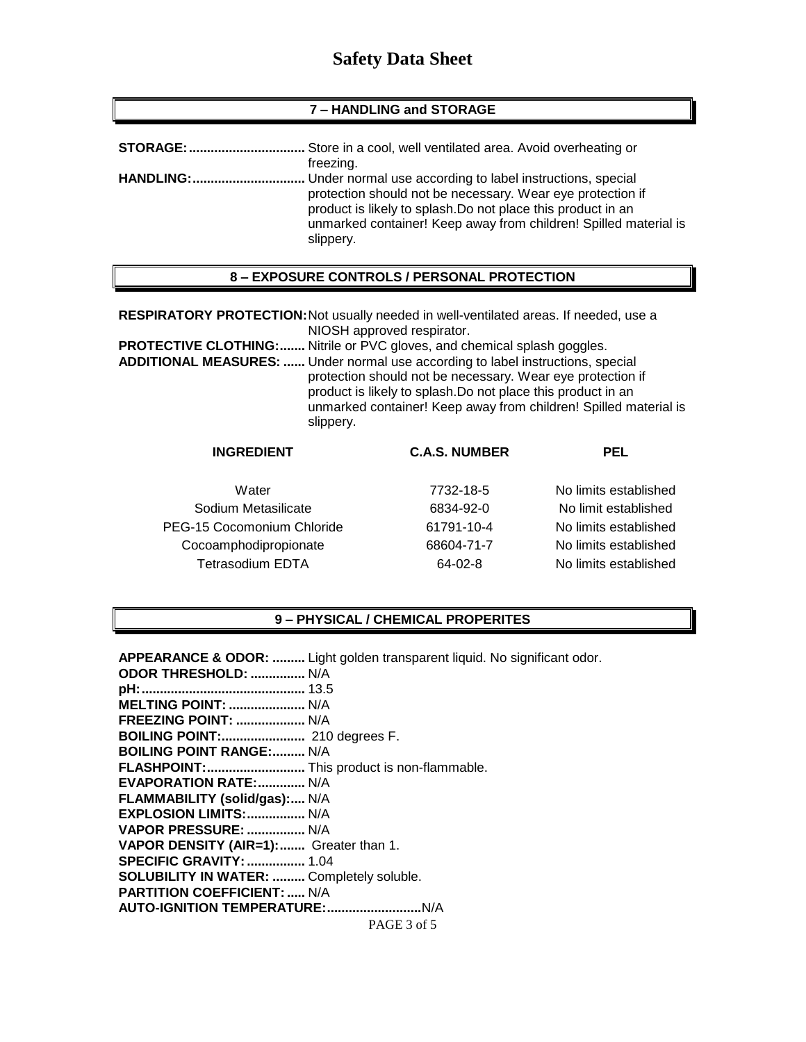# Safety Data Sheet

## 7 – HANDLING and STORAGE

**STORAGE:................................** Store in a cool, well ventilated area. Avoid overheating or freezing.

**HANDLING:...............................** Under normal use according to label instructions, special protection should not be necessary. Wear eye protection if product is likely to splash.Do not place this product in an unmarked container! Keep away from children! Spilled material is slippery.

## 8 – EXPOSURE CONTROLS / PERSONAL PROTECTION

**RESPIRATORY PROTECTION:** Not usually needed in well-ventilated areas. If needed, use a NIOSH approved respirator.

**PROTECTIVE CLOTHING:.......** Nitrile or PVC gloves, and chemical splash goggles.

**ADDITIONAL MEASURES: ......** Under normal use according to label instructions, special protection should not be necessary. Wear eye protection if product is likely to splash.Do not place this product in an unmarked container! Keep away from children! Spilled material is slippery.

| INGREDIENT | C.A.S. NUMBER | PEL |
|---|---|---|
| Water | 7732-18-5 | No limits established |
| Sodium Metasilicate | 6834-92-0 | No limit established |
| PEG-15 Cocomonium Chloride | 61791-10-4 | No limits established |
| Cocoamphodipropionate | 68604-71-7 | No limits established |
| Tetrasodium EDTA | 64-02-8 | No limits established |

## 9 – PHYSICAL / CHEMICAL PROPERITES

**APPEARANCE & ODOR: .........** Light golden transparent liquid. No significant odor.
**ODOR THRESHOLD: ...............** N/A
**pH:............................................** 13.5
**MELTING POINT: ....................** N/A
**FREEZING POINT: ...................** N/A
**BOILING POINT:.......................** 210 degrees F.
**BOILING POINT RANGE:.........** N/A
**FLASHPOINT:...........................** This product is non-flammable.
**EVAPORATION RATE:.............** N/A
**FLAMMABILITY (solid/gas):....** N/A
**EXPLOSION LIMITS:................** N/A
**VAPOR PRESSURE: ................** N/A
**VAPOR DENSITY (AIR=1):.......** Greater than 1.
**SPECIFIC GRAVITY: ................** 1.04
**SOLUBILITY IN WATER: .........** Completely soluble.
**PARTITION COEFFICIENT: .....** N/A
**AUTO-IGNITION TEMPERATURE:..........................** N/A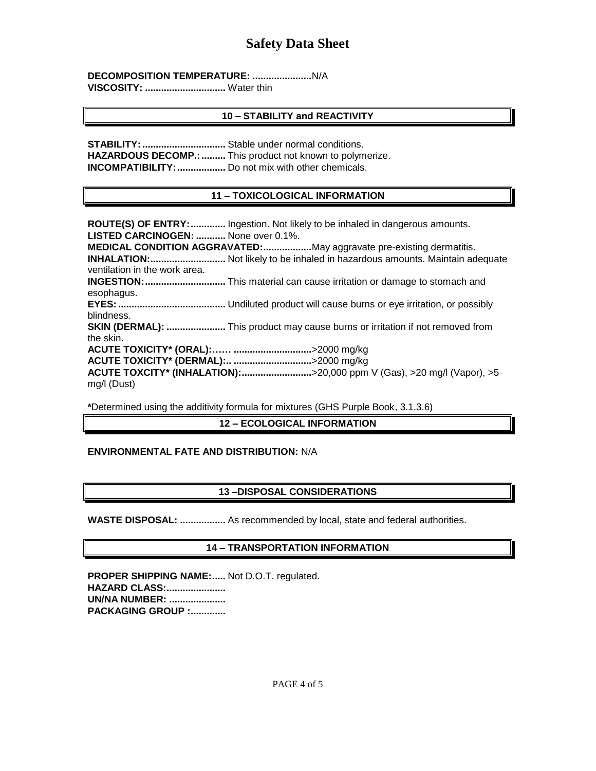**DECOMPOSITION TEMPERATURE: ......................**N/A
**VISCOSITY: ..............................** Water thin

## 10 – STABILITY and REACTIVITY

**STABILITY: ...............................** Stable under normal conditions.
**HAZARDOUS DECOMP.: .........** This product not known to polymerize.
**INCOMPATIBILITY: ..................** Do not mix with other chemicals.

## 11 – TOXICOLOGICAL INFORMATION

**ROUTE(S) OF ENTRY: .............** Ingestion. Not likely to be inhaled in dangerous amounts.
**LISTED CARCINOGEN: ...........** None over 0.1%.
**MEDICAL CONDITION AGGRAVATED: ..................**May aggravate pre-existing dermatitis.
**INHALATION: ............................** Not likely to be inhaled in hazardous amounts. Maintain adequate ventilation in the work area.
**INGESTION: ..............................** This material can cause irritation or damage to stomach and esophagus.
**EYES: ........................................** Undiluted product will cause burns or eye irritation, or possibly blindness.
**SKIN (DERMAL): ......................** This product may cause burns or irritation if not removed from the skin.
**ACUTE TOXICITY* (ORAL):…… ............................**>2000 mg/kg
**ACUTE TOXICITY* (DERMAL):.. ............................**>2000 mg/kg
**ACUTE TOXCITY* (INHALATION): ..........................**>20,000 ppm V (Gas), >20 mg/l (Vapor), >5 mg/l (Dust)

***Determined using the additivity formula for mixtures (GHS Purple Book, 3.1.3.6)

## 12 – ECOLOGICAL INFORMATION

**ENVIRONMENTAL FATE AND DISTRIBUTION:** N/A

## 13 –DISPOSAL CONSIDERATIONS

**WASTE DISPOSAL: .................** As recommended by local, state and federal authorities.

## 14 – TRANSPORTATION INFORMATION

**PROPER SHIPPING NAME: .....** Not D.O.T. regulated.
**HAZARD CLASS: .....................**
**UN/NA NUMBER: ....................**
**PACKAGING GROUP : .............**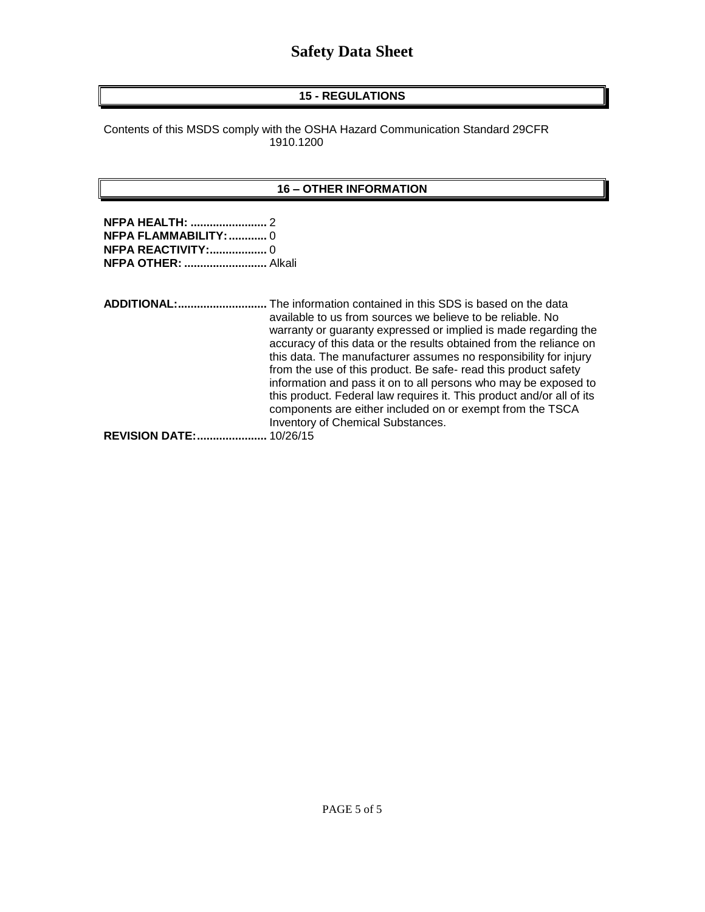## 15 - REGULATIONS

Contents of this MSDS comply with the OSHA Hazard Communication Standard 29CFR 1910.1200

## 16 – OTHER INFORMATION

**NFPA HEALTH: ........................** 2
**NFPA FLAMMABILITY: ............** 0
**NFPA REACTIVITY:..................** 0
**NFPA OTHER: ..........................** Alkali

**ADDITIONAL:............................** The information contained in this SDS is based on the data available to us from sources we believe to be reliable. No warranty or guaranty expressed or implied is made regarding the accuracy of this data or the results obtained from the reliance on this data. The manufacturer assumes no responsibility for injury from the use of this product. Be safe- read this product safety information and pass it on to all persons who may be exposed to this product. Federal law requires it. This product and/or all of its components are either included on or exempt from the TSCA Inventory of Chemical Substances.

**REVISION DATE:......................** 10/26/15